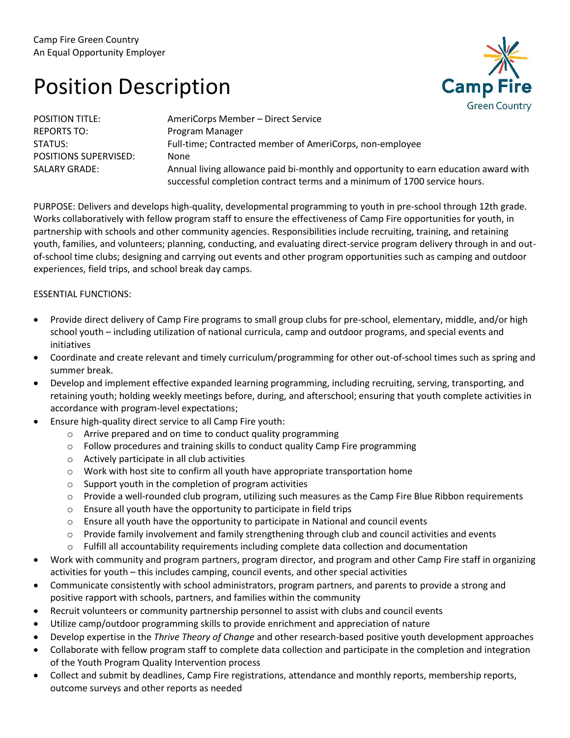Camp Fire Green Country
An Equal Opportunity Employer

# Position Description

| | |
|---|---|
| POSITION TITLE: | AmeriCorps Member – Direct Service |
| REPORTS TO: | Program Manager |
| STATUS: | Full-time; Contracted member of AmeriCorps, non-employee |
| POSITIONS SUPERVISED: | None |
| SALARY GRADE: | Annual living allowance paid bi-monthly and opportunity to earn education award with successful completion contract terms and a minimum of 1700 service hours. |

PURPOSE: Delivers and develops high-quality, developmental programming to youth in pre-school through 12th grade. Works collaboratively with fellow program staff to ensure the effectiveness of Camp Fire opportunities for youth, in partnership with schools and other community agencies. Responsibilities include recruiting, training, and retaining youth, families, and volunteers; planning, conducting, and evaluating direct-service program delivery through in and out-of-school time clubs; designing and carrying out events and other program opportunities such as camping and outdoor experiences, field trips, and school break day camps.

ESSENTIAL FUNCTIONS:

- Provide direct delivery of Camp Fire programs to small group clubs for pre-school, elementary, middle, and/or high school youth – including utilization of national curricula, camp and outdoor programs, and special events and initiatives
- Coordinate and create relevant and timely curriculum/programming for other out-of-school times such as spring and summer break.
- Develop and implement effective expanded learning programming, including recruiting, serving, transporting, and retaining youth; holding weekly meetings before, during, and afterschool; ensuring that youth complete activities in accordance with program-level expectations;
- Ensure high-quality direct service to all Camp Fire youth:
  - Arrive prepared and on time to conduct quality programming
  - Follow procedures and training skills to conduct quality Camp Fire programming
  - Actively participate in all club activities
  - Work with host site to confirm all youth have appropriate transportation home
  - Support youth in the completion of program activities
  - Provide a well-rounded club program, utilizing such measures as the Camp Fire Blue Ribbon requirements
  - Ensure all youth have the opportunity to participate in field trips
  - Ensure all youth have the opportunity to participate in National and council events
  - Provide family involvement and family strengthening through club and council activities and events
  - Fulfill all accountability requirements including complete data collection and documentation
- Work with community and program partners, program director, and program and other Camp Fire staff in organizing activities for youth – this includes camping, council events, and other special activities
- Communicate consistently with school administrators, program partners, and parents to provide a strong and positive rapport with schools, partners, and families within the community
- Recruit volunteers or community partnership personnel to assist with clubs and council events
- Utilize camp/outdoor programming skills to provide enrichment and appreciation of nature
- Develop expertise in the *Thrive Theory of Change* and other research-based positive youth development approaches
- Collaborate with fellow program staff to complete data collection and participate in the completion and integration of the Youth Program Quality Intervention process
- Collect and submit by deadlines, Camp Fire registrations, attendance and monthly reports, membership reports, outcome surveys and other reports as needed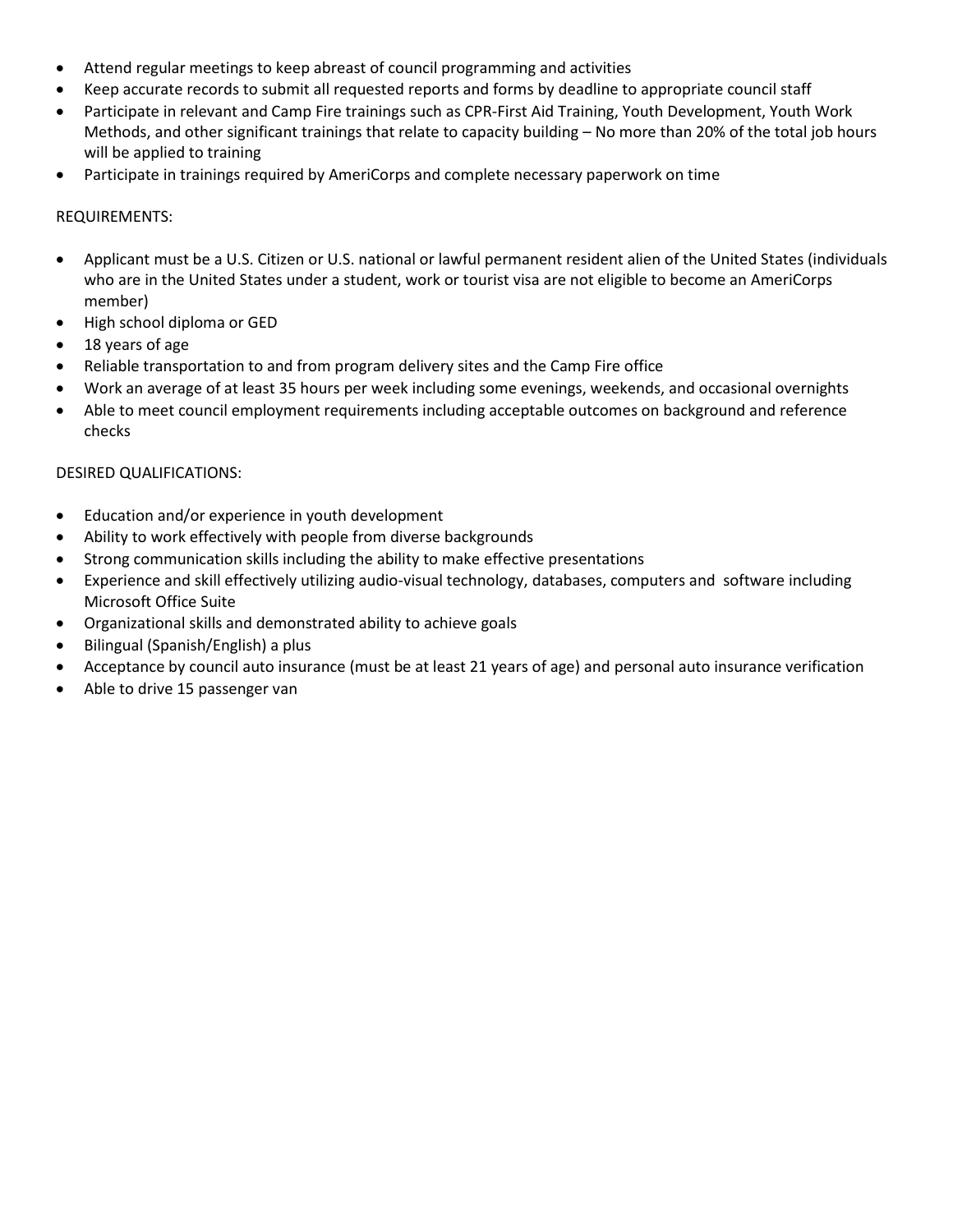- Attend regular meetings to keep abreast of council programming and activities
- Keep accurate records to submit all requested reports and forms by deadline to appropriate council staff
- Participate in relevant and Camp Fire trainings such as CPR-First Aid Training, Youth Development, Youth Work Methods, and other significant trainings that relate to capacity building – No more than 20% of the total job hours will be applied to training
- Participate in trainings required by AmeriCorps and complete necessary paperwork on time

REQUIREMENTS:

- Applicant must be a U.S. Citizen or U.S. national or lawful permanent resident alien of the United States (individuals who are in the United States under a student, work or tourist visa are not eligible to become an AmeriCorps member)
- High school diploma or GED
- 18 years of age
- Reliable transportation to and from program delivery sites and the Camp Fire office
- Work an average of at least 35 hours per week including some evenings, weekends, and occasional overnights
- Able to meet council employment requirements including acceptable outcomes on background and reference checks

DESIRED QUALIFICATIONS:

- Education and/or experience in youth development
- Ability to work effectively with people from diverse backgrounds
- Strong communication skills including the ability to make effective presentations
- Experience and skill effectively utilizing audio-visual technology, databases, computers and software including Microsoft Office Suite
- Organizational skills and demonstrated ability to achieve goals
- Bilingual (Spanish/English) a plus
- Acceptance by council auto insurance (must be at least 21 years of age) and personal auto insurance verification
- Able to drive 15 passenger van